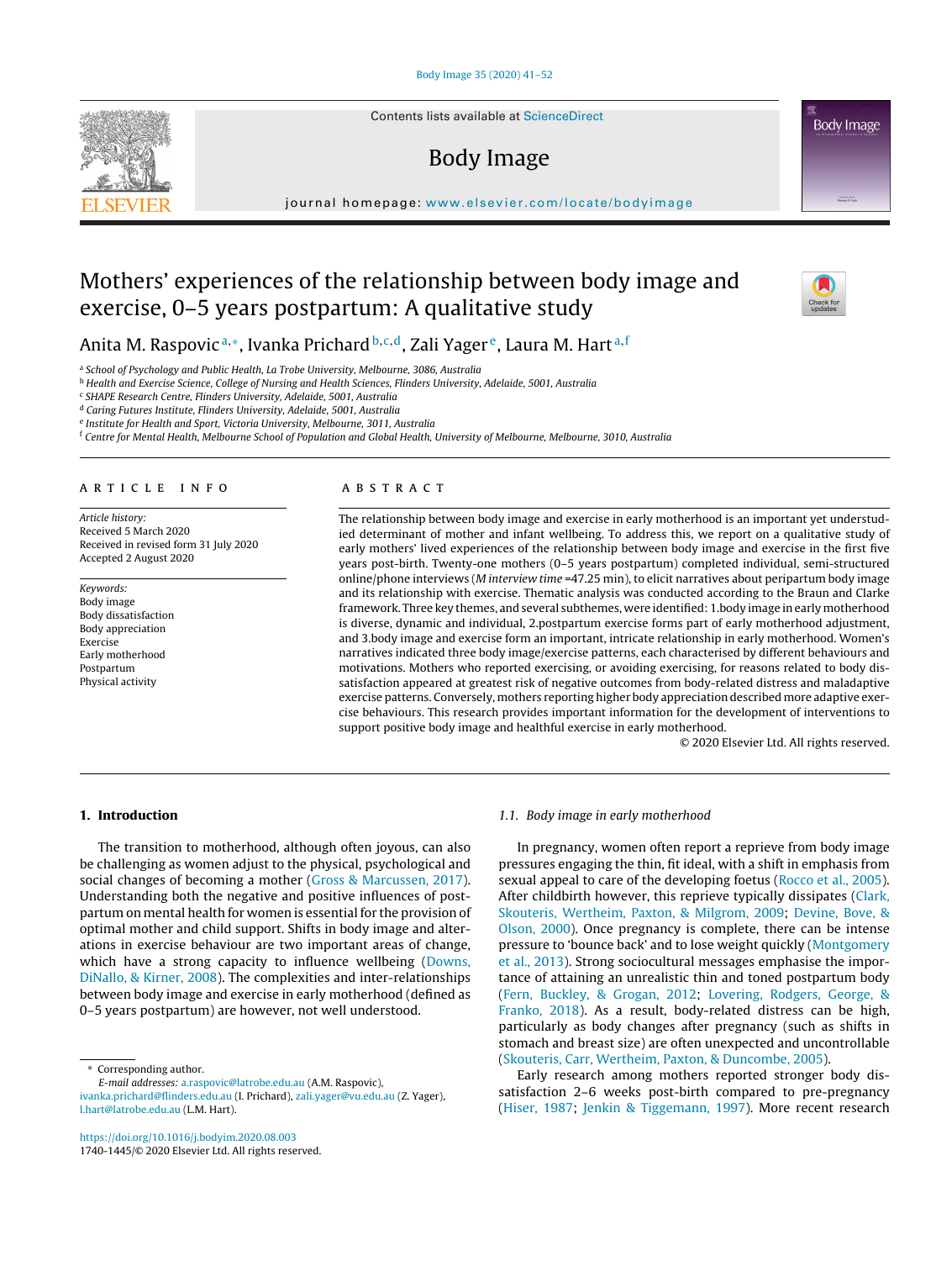# Mothers' experiences of the relationship between body image and exercise, 0–5 years postpartum: A qualitative study

Anita M. Raspovic[a,*], Ivanka Prichard[b,c,d], Zali Yager[e], Laura M. Hart[a,f]

[a] School of Psychology and Public Health, La Trobe University, Melbourne, 3086, Australia
[b] Health and Exercise Science, College of Nursing and Health Sciences, Flinders University, Adelaide, 5001, Australia
[c] SHAPE Research Centre, Flinders University, Adelaide, 5001, Australia
[d] Caring Futures Institute, Flinders University, Adelaide, 5001, Australia
[e] Institute for Health and Sport, Victoria University, Melbourne, 3011, Australia
[f] Centre for Mental Health, Melbourne School of Population and Global Health, University of Melbourne, Melbourne, 3010, Australia

## ARTICLE INFO

*Article history:*
Received 5 March 2020
Received in revised form 31 July 2020
Accepted 2 August 2020

*Keywords:*
Body image
Body dissatisfaction
Body appreciation
Exercise
Early motherhood
Postpartum
Physical activity

## ABSTRACT

The relationship between body image and exercise in early motherhood is an important yet understudied determinant of mother and infant wellbeing. To address this, we report on a qualitative study of early mothers' lived experiences of the relationship between body image and exercise in the first five years post-birth. Twenty-one mothers (0–5 years postpartum) completed individual, semi-structured online/phone interviews (*M interview time* =47.25 min), to elicit narratives about peripartum body image and its relationship with exercise. Thematic analysis was conducted according to the Braun and Clarke framework. Three key themes, and several subthemes, were identified: 1.body image in early motherhood is diverse, dynamic and individual, 2.postpartum exercise forms part of early motherhood adjustment, and 3.body image and exercise form an important, intricate relationship in early motherhood. Women's narratives indicated three body image/exercise patterns, each characterised by different behaviours and motivations. Mothers who reported exercising, or avoiding exercising, for reasons related to body dissatisfaction appeared at greatest risk of negative outcomes from body-related distress and maladaptive exercise patterns. Conversely, mothers reporting higher body appreciation described more adaptive exercise behaviours. This research provides important information for the development of interventions to support positive body image and healthful exercise in early motherhood.

© 2020 Elsevier Ltd. All rights reserved.

## 1. Introduction

The transition to motherhood, although often joyous, can also be challenging as women adjust to the physical, psychological and social changes of becoming a mother (Gross & Marcussen, 2017). Understanding both the negative and positive influences of postpartum on mental health for women is essential for the provision of optimal mother and child support. Shifts in body image and alterations in exercise behaviour are two important areas of change, which have a strong capacity to influence wellbeing (Downs, DiNallo, & Kirner, 2008). The complexities and inter-relationships between body image and exercise in early motherhood (defined as 0–5 years postpartum) are however, not well understood.

### 1.1. Body image in early motherhood

In pregnancy, women often report a reprieve from body image pressures engaging the thin, fit ideal, with a shift in emphasis from sexual appeal to care of the developing foetus (Rocco et al., 2005). After childbirth however, this reprieve typically dissipates (Clark, Skouteris, Wertheim, Paxton, & Milgrom, 2009; Devine, Bove, & Olson, 2000). Once pregnancy is complete, there can be intense pressure to 'bounce back' and to lose weight quickly (Montgomery et al., 2013). Strong sociocultural messages emphasise the importance of attaining an unrealistic thin and toned postpartum body (Fern, Buckley, & Grogan, 2012; Lovering, Rodgers, George, & Franko, 2018). As a result, body-related distress can be high, particularly as body changes after pregnancy (such as shifts in stomach and breast size) are often unexpected and uncontrollable (Skouteris, Carr, Wertheim, Paxton, & Duncombe, 2005).

Early research among mothers reported stronger body dissatisfaction 2–6 weeks post-birth compared to pre-pregnancy (Hiser, 1987; Jenkin & Tiggemann, 1997). More recent research

---

* Corresponding author.
*E-mail addresses:* a.raspovic@latrobe.edu.au (A.M. Raspovic), ivanka.prichard@flinders.edu.au (I. Prichard), zali.yager@vu.edu.au (Z. Yager), l.hart@latrobe.edu.au (L.M. Hart).

https://doi.org/10.1016/j.bodyim.2020.08.003
1740-1445/© 2020 Elsevier Ltd. All rights reserved.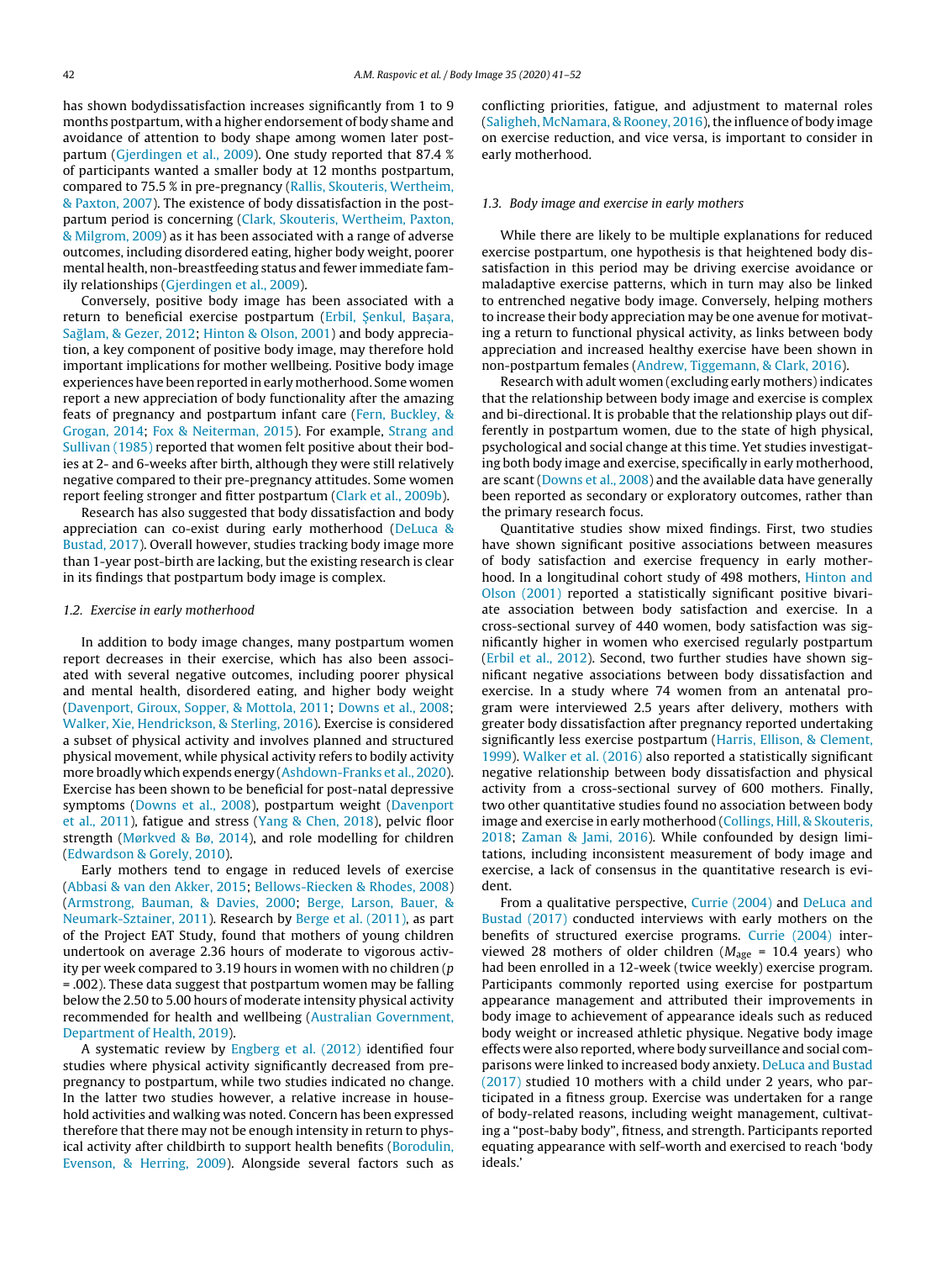has shown bodydissatisfaction increases significantly from 1 to 9 months postpartum, with a higher endorsement of body shame and avoidance of attention to body shape among women later postpartum (Gjerdingen et al., 2009). One study reported that 87.4 % of participants wanted a smaller body at 12 months postpartum, compared to 75.5 % in pre-pregnancy (Rallis, Skouteris, Wertheim, & Paxton, 2007). The existence of body dissatisfaction in the postpartum period is concerning (Clark, Skouteris, Wertheim, Paxton, & Milgrom, 2009) as it has been associated with a range of adverse outcomes, including disordered eating, higher body weight, poorer mental health, non-breastfeeding status and fewer immediate family relationships (Gjerdingen et al., 2009).

Conversely, positive body image has been associated with a return to beneficial exercise postpartum (Erbil, Şenkul, Başara, Sağlam, & Gezer, 2012; Hinton & Olson, 2001) and body appreciation, a key component of positive body image, may therefore hold important implications for mother wellbeing. Positive body image experiences have been reported in early motherhood. Some women report a new appreciation of body functionality after the amazing feats of pregnancy and postpartum infant care (Fern, Buckley, & Grogan, 2014; Fox & Neiterman, 2015). For example, Strang and Sullivan (1985) reported that women felt positive about their bodies at 2- and 6-weeks after birth, although they were still relatively negative compared to their pre-pregnancy attitudes. Some women report feeling stronger and fitter postpartum (Clark et al., 2009b).

Research has also suggested that body dissatisfaction and body appreciation can co-exist during early motherhood (DeLuca & Bustad, 2017). Overall however, studies tracking body image more than 1-year post-birth are lacking, but the existing research is clear in its findings that postpartum body image is complex.

### 1.2. Exercise in early motherhood

In addition to body image changes, many postpartum women report decreases in their exercise, which has also been associated with several negative outcomes, including poorer physical and mental health, disordered eating, and higher body weight (Davenport, Giroux, Sopper, & Mottola, 2011; Downs et al., 2008; Walker, Xie, Hendrickson, & Sterling, 2016). Exercise is considered a subset of physical activity and involves planned and structured physical movement, while physical activity refers to bodily activity more broadly which expends energy (Ashdown-Franks et al., 2020). Exercise has been shown to be beneficial for post-natal depressive symptoms (Downs et al., 2008), postpartum weight (Davenport et al., 2011), fatigue and stress (Yang & Chen, 2018), pelvic floor strength (Mørkved & Bø, 2014), and role modelling for children (Edwardson & Gorely, 2010).

Early mothers tend to engage in reduced levels of exercise (Abbasi & van den Akker, 2015; Bellows-Riecken & Rhodes, 2008) (Armstrong, Bauman, & Davies, 2000; Berge, Larson, Bauer, & Neumark-Sztainer, 2011). Research by Berge et al. (2011), as part of the Project EAT Study, found that mothers of young children undertook on average 2.36 hours of moderate to vigorous activity per week compared to 3.19 hours in women with no children ($p$ = .002). These data suggest that postpartum women may be falling below the 2.50 to 5.00 hours of moderate intensity physical activity recommended for health and wellbeing (Australian Government, Department of Health, 2019).

A systematic review by Engberg et al. (2012) identified four studies where physical activity significantly decreased from pre-pregnancy to postpartum, while two studies indicated no change. In the latter two studies however, a relative increase in household activities and walking was noted. Concern has been expressed therefore that there may not be enough intensity in return to physical activity after childbirth to support health benefits (Borodulin, Evenson, & Herring, 2009). Alongside several factors such as conflicting priorities, fatigue, and adjustment to maternal roles (Saligheh, McNamara, & Rooney, 2016), the influence of body image on exercise reduction, and vice versa, is important to consider in early motherhood.

### 1.3. Body image and exercise in early mothers

While there are likely to be multiple explanations for reduced exercise postpartum, one hypothesis is that heightened body dissatisfaction in this period may be driving exercise avoidance or maladaptive exercise patterns, which in turn may also be linked to entrenched negative body image. Conversely, helping mothers to increase their body appreciation may be one avenue for motivating a return to functional physical activity, as links between body appreciation and increased healthy exercise have been shown in non-postpartum females (Andrew, Tiggemann, & Clark, 2016).

Research with adult women (excluding early mothers) indicates that the relationship between body image and exercise is complex and bi-directional. It is probable that the relationship plays out differently in postpartum women, due to the state of high physical, psychological and social change at this time. Yet studies investigating both body image and exercise, specifically in early motherhood, are scant (Downs et al., 2008) and the available data have generally been reported as secondary or exploratory outcomes, rather than the primary research focus.

Quantitative studies show mixed findings. First, two studies have shown significant positive associations between measures of body satisfaction and exercise frequency in early motherhood. In a longitudinal cohort study of 498 mothers, Hinton and Olson (2001) reported a statistically significant positive bivariate association between body satisfaction and exercise. In a cross-sectional survey of 440 women, body satisfaction was significantly higher in women who exercised regularly postpartum (Erbil et al., 2012). Second, two further studies have shown significant negative associations between body dissatisfaction and exercise. In a study where 74 women from an antenatal program were interviewed 2.5 years after delivery, mothers with greater body dissatisfaction after pregnancy reported undertaking significantly less exercise postpartum (Harris, Ellison, & Clement, 1999). Walker et al. (2016) also reported a statistically significant negative relationship between body dissatisfaction and physical activity from a cross-sectional survey of 600 mothers. Finally, two other quantitative studies found no association between body image and exercise in early motherhood (Collings, Hill, & Skouteris, 2018; Zaman & Jami, 2016). While confounded by design limitations, including inconsistent measurement of body image and exercise, a lack of consensus in the quantitative research is evident.

From a qualitative perspective, Currie (2004) and DeLuca and Bustad (2017) conducted interviews with early mothers on the benefits of structured exercise programs. Currie (2004) interviewed 28 mothers of older children ($M_{\text{age}}$ = 10.4 years) who had been enrolled in a 12-week (twice weekly) exercise program. Participants commonly reported using exercise for postpartum appearance management and attributed their improvements in body image to achievement of appearance ideals such as reduced body weight or increased athletic physique. Negative body image effects were also reported, where body surveillance and social comparisons were linked to increased body anxiety. DeLuca and Bustad (2017) studied 10 mothers with a child under 2 years, who participated in a fitness group. Exercise was undertaken for a range of body-related reasons, including weight management, cultivating a "post-baby body", fitness, and strength. Participants reported equating appearance with self-worth and exercised to reach 'body ideals.'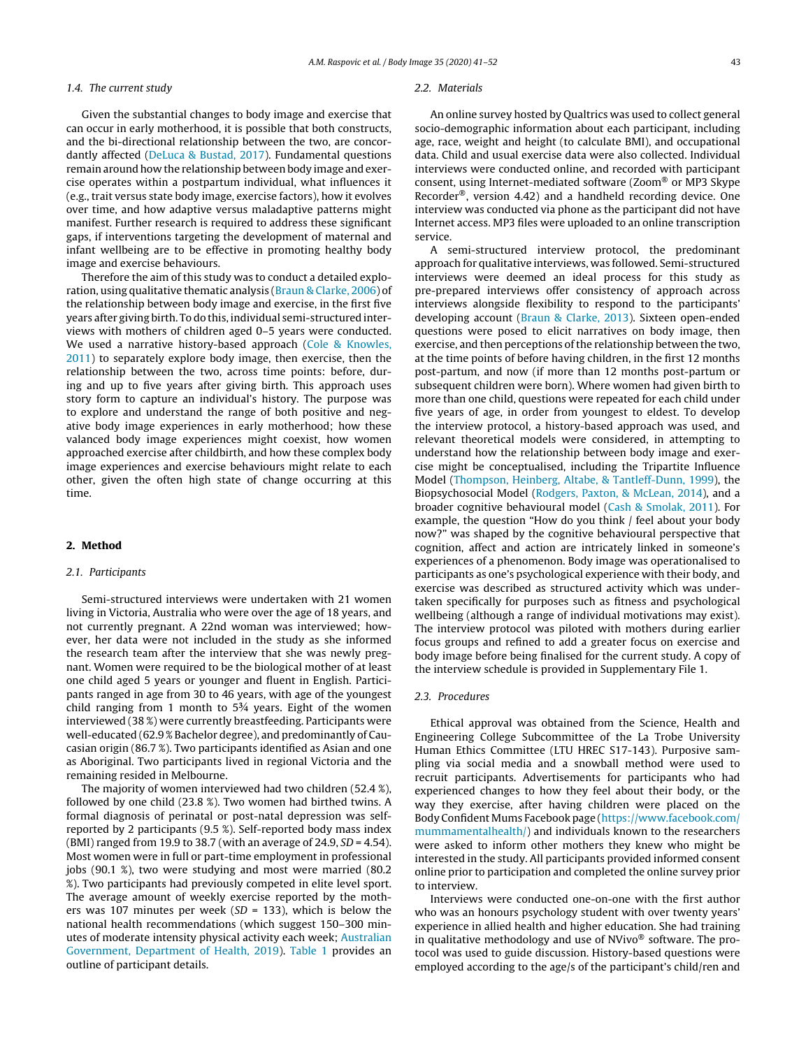### 1.4. The current study

Given the substantial changes to body image and exercise that can occur in early motherhood, it is possible that both constructs, and the bi-directional relationship between the two, are concordantly affected (DeLuca & Bustad, 2017). Fundamental questions remain around how the relationship between body image and exercise operates within a postpartum individual, what influences it (e.g., trait versus state body image, exercise factors), how it evolves over time, and how adaptive versus maladaptive patterns might manifest. Further research is required to address these significant gaps, if interventions targeting the development of maternal and infant wellbeing are to be effective in promoting healthy body image and exercise behaviours.

Therefore the aim of this study was to conduct a detailed exploration, using qualitative thematic analysis (Braun & Clarke, 2006) of the relationship between body image and exercise, in the first five years after giving birth. To do this, individual semi-structured interviews with mothers of children aged 0–5 years were conducted. We used a narrative history-based approach (Cole & Knowles, 2011) to separately explore body image, then exercise, then the relationship between the two, across time points: before, during and up to five years after giving birth. This approach uses story form to capture an individual's history. The purpose was to explore and understand the range of both positive and negative body image experiences in early motherhood; how these valanced body image experiences might coexist, how women approached exercise after childbirth, and how these complex body image experiences and exercise behaviours might relate to each other, given the often high state of change occurring at this time.

## 2. Method

### 2.1. Participants

Semi-structured interviews were undertaken with 21 women living in Victoria, Australia who were over the age of 18 years, and not currently pregnant. A 22nd woman was interviewed; however, her data were not included in the study as she informed the research team after the interview that she was newly pregnant. Women were required to be the biological mother of at least one child aged 5 years or younger and fluent in English. Participants ranged in age from 30 to 46 years, with age of the youngest child ranging from 1 month to 5¾ years. Eight of the women interviewed (38 %) were currently breastfeeding. Participants were well-educated (62.9 % Bachelor degree), and predominantly of Caucasian origin (86.7 %). Two participants identified as Asian and one as Aboriginal. Two participants lived in regional Victoria and the remaining resided in Melbourne.

The majority of women interviewed had two children (52.4 %), followed by one child (23.8 %). Two women had birthed twins. A formal diagnosis of perinatal or post-natal depression was self-reported by 2 participants (9.5 %). Self-reported body mass index (BMI) ranged from 19.9 to 38.7 (with an average of 24.9, $SD$ = 4.54). Most women were in full or part-time employment in professional jobs (90.1 %), two were studying and most were married (80.2 %). Two participants had previously competed in elite level sport. The average amount of weekly exercise reported by the mothers was 107 minutes per week ($SD$ = 133), which is below the national health recommendations (which suggest 150–300 minutes of moderate intensity physical activity each week; Australian Government, Department of Health, 2019). Table 1 provides an outline of participant details.

### 2.2. Materials

An online survey hosted by Qualtrics was used to collect general socio-demographic information about each participant, including age, race, weight and height (to calculate BMI), and occupational data. Child and usual exercise data were also collected. Individual interviews were conducted online, and recorded with participant consent, using Internet-mediated software (Zoom® or MP3 Skype Recorder®, version 4.42) and a handheld recording device. One interview was conducted via phone as the participant did not have Internet access. MP3 files were uploaded to an online transcription service.

A semi-structured interview protocol, the predominant approach for qualitative interviews, was followed. Semi-structured interviews were deemed an ideal process for this study as pre-prepared interviews offer consistency of approach across interviews alongside flexibility to respond to the participants' developing account (Braun & Clarke, 2013). Sixteen open-ended questions were posed to elicit narratives on body image, then exercise, and then perceptions of the relationship between the two, at the time points of before having children, in the first 12 months post-partum, and now (if more than 12 months post-partum or subsequent children were born). Where women had given birth to more than one child, questions were repeated for each child under five years of age, in order from youngest to eldest. To develop the interview protocol, a history-based approach was used, and relevant theoretical models were considered, in attempting to understand how the relationship between body image and exercise might be conceptualised, including the Tripartite Influence Model (Thompson, Heinberg, Altabe, & Tantleff-Dunn, 1999), the Biopsychosocial Model (Rodgers, Paxton, & McLean, 2014), and a broader cognitive behavioural model (Cash & Smolak, 2011). For example, the question "How do you think / feel about your body now?" was shaped by the cognitive behavioural perspective that cognition, affect and action are intricately linked in someone's experiences of a phenomenon. Body image was operationalised to participants as one's psychological experience with their body, and exercise was described as structured activity which was undertaken specifically for purposes such as fitness and psychological wellbeing (although a range of individual motivations may exist). The interview protocol was piloted with mothers during earlier focus groups and refined to add a greater focus on exercise and body image before being finalised for the current study. A copy of the interview schedule is provided in Supplementary File 1.

### 2.3. Procedures

Ethical approval was obtained from the Science, Health and Engineering College Subcommittee of the La Trobe University Human Ethics Committee (LTU HREC S17-143). Purposive sampling via social media and a snowball method were used to recruit participants. Advertisements for participants who had experienced changes to how they feel about their body, or the way they exercise, after having children, were placed on the Body Confident Mums Facebook page (https://www.facebook.com/mummamentalhealth/) and individuals known to the researchers were asked to inform other mothers they knew who might be interested in the study. All participants provided informed consent online prior to participation and completed the online survey prior to interview.

Interviews were conducted one-on-one with the first author who was an honours psychology student with over twenty years' experience in allied health and higher education. She had training in qualitative methodology and use of NVivo® software. The protocol was used to guide discussion. History-based questions were employed according to the age/s of the participant's child/ren and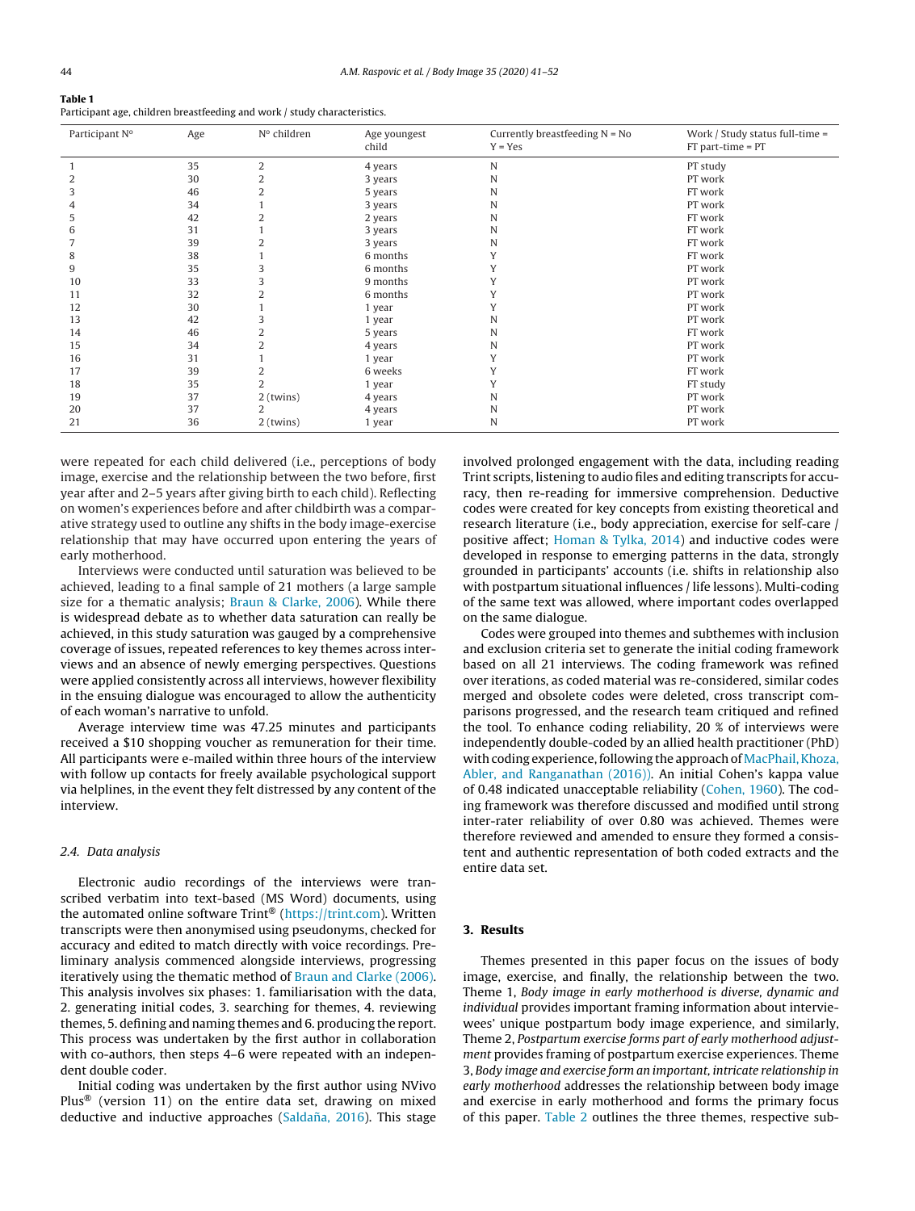**Table 1**
Participant age, children breastfeeding and work / study characteristics.

| Participant Nº | Age | Nº children | Age youngest child | Currently breastfeeding N = No Y = Yes | Work / Study status full-time = FT part-time = PT |
|---|---|---|---|---|---|
| 1 | 35 | 2 | 4 years | N | PT study |
| 2 | 30 | 2 | 3 years | N | PT work |
| 3 | 46 | 2 | 5 years | N | FT work |
| 4 | 34 | 1 | 3 years | N | PT work |
| 5 | 42 | 2 | 2 years | N | FT work |
| 6 | 31 | 1 | 3 years | N | FT work |
| 7 | 39 | 2 | 3 years | N | FT work |
| 8 | 38 | 1 | 6 months | Y | FT work |
| 9 | 35 | 3 | 6 months | Y | PT work |
| 10 | 33 | 3 | 9 months | Y | PT work |
| 11 | 32 | 2 | 6 months | Y | PT work |
| 12 | 30 | 1 | 1 year | Y | PT work |
| 13 | 42 | 3 | 1 year | N | PT work |
| 14 | 46 | 2 | 5 years | N | FT work |
| 15 | 34 | 2 | 4 years | N | PT work |
| 16 | 31 | 1 | 1 year | Y | PT work |
| 17 | 39 | 2 | 6 weeks | Y | FT work |
| 18 | 35 | 2 | 1 year | Y | FT study |
| 19 | 37 | 2 (twins) | 4 years | N | PT work |
| 20 | 37 | 2 | 4 years | N | PT work |
| 21 | 36 | 2 (twins) | 1 year | N | PT work |

were repeated for each child delivered (i.e., perceptions of body image, exercise and the relationship between the two before, first year after and 2–5 years after giving birth to each child). Reflecting on women's experiences before and after childbirth was a comparative strategy used to outline any shifts in the body image-exercise relationship that may have occurred upon entering the years of early motherhood.

Interviews were conducted until saturation was believed to be achieved, leading to a final sample of 21 mothers (a large sample size for a thematic analysis; Braun & Clarke, 2006). While there is widespread debate as to whether data saturation can really be achieved, in this study saturation was gauged by a comprehensive coverage of issues, repeated references to key themes across interviews and an absence of newly emerging perspectives. Questions were applied consistently across all interviews, however flexibility in the ensuing dialogue was encouraged to allow the authenticity of each woman's narrative to unfold.

Average interview time was 47.25 minutes and participants received a $10 shopping voucher as remuneration for their time. All participants were e-mailed within three hours of the interview with follow up contacts for freely available psychological support via helplines, in the event they felt distressed by any content of the interview.

### 2.4. Data analysis

Electronic audio recordings of the interviews were transcribed verbatim into text-based (MS Word) documents, using the automated online software Trint® (https://trint.com). Written transcripts were then anonymised using pseudonyms, checked for accuracy and edited to match directly with voice recordings. Preliminary analysis commenced alongside interviews, progressing iteratively using the thematic method of Braun and Clarke (2006). This analysis involves six phases: 1. familiarisation with the data, 2. generating initial codes, 3. searching for themes, 4. reviewing themes, 5. defining and naming themes and 6. producing the report. This process was undertaken by the first author in collaboration with co-authors, then steps 4–6 were repeated with an independent double coder.

Initial coding was undertaken by the first author using NVivo Plus® (version 11) on the entire data set, drawing on mixed deductive and inductive approaches (Saldaña, 2016). This stage involved prolonged engagement with the data, including reading Trint scripts, listening to audio files and editing transcripts for accuracy, then re-reading for immersive comprehension. Deductive codes were created for key concepts from existing theoretical and research literature (i.e., body appreciation, exercise for self-care / positive affect; Homan & Tylka, 2014) and inductive codes were developed in response to emerging patterns in the data, strongly grounded in participants' accounts (i.e. shifts in relationship also with postpartum situational influences / life lessons). Multi-coding of the same text was allowed, where important codes overlapped on the same dialogue.

Codes were grouped into themes and subthemes with inclusion and exclusion criteria set to generate the initial coding framework based on all 21 interviews. The coding framework was refined over iterations, as coded material was re-considered, similar codes merged and obsolete codes were deleted, cross transcript comparisons progressed, and the research team critiqued and refined the tool. To enhance coding reliability, 20 % of interviews were independently double-coded by an allied health practitioner (PhD) with coding experience, following the approach of MacPhail, Khoza, Abler, and Ranganathan (2016)). An initial Cohen's kappa value of 0.48 indicated unacceptable reliability (Cohen, 1960). The coding framework was therefore discussed and modified until strong inter-rater reliability of over 0.80 was achieved. Themes were therefore reviewed and amended to ensure they formed a consistent and authentic representation of both coded extracts and the entire data set.

## 3. Results

Themes presented in this paper focus on the issues of body image, exercise, and finally, the relationship between the two. Theme 1, *Body image in early motherhood is diverse, dynamic and individual* provides important framing information about interviewees' unique postpartum body image experience, and similarly, Theme 2, *Postpartum exercise forms part of early motherhood adjustment* provides framing of postpartum exercise experiences. Theme 3, *Body image and exercise form an important, intricate relationship in early motherhood* addresses the relationship between body image and exercise in early motherhood and forms the primary focus of this paper. Table 2 outlines the three themes, respective sub-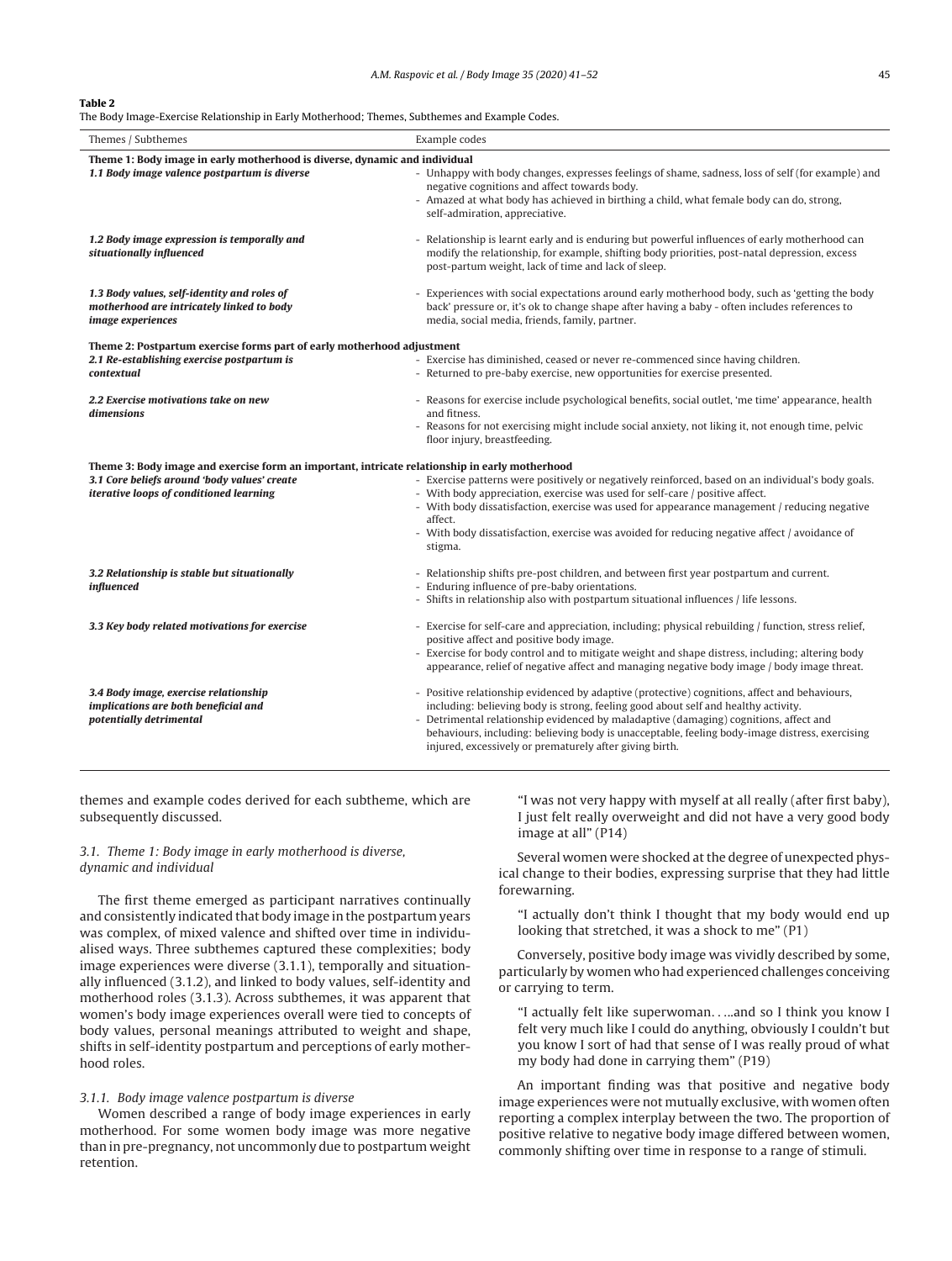**Table 2**
The Body Image-Exercise Relationship in Early Motherhood; Themes, Subthemes and Example Codes.

| Themes / Subthemes | Example codes |
|---|---|
| **Theme 1: Body image in early motherhood is diverse, dynamic and individual** | |
| ***1.1 Body image valence postpartum is diverse*** | - Unhappy with body changes, expresses feelings of shame, sadness, loss of self (for example) and negative cognitions and affect towards body.<br>- Amazed at what body has achieved in birthing a child, what female body can do, strong, self-admiration, appreciative. |
| ***1.2 Body image expression is temporally and situationally influenced*** | - Relationship is learnt early and is enduring but powerful influences of early motherhood can modify the relationship, for example, shifting body priorities, post-natal depression, excess post-partum weight, lack of time and lack of sleep. |
| ***1.3 Body values, self-identity and roles of motherhood are intricately linked to body image experiences*** | - Experiences with social expectations around early motherhood body, such as 'getting the body back' pressure or, it's ok to change shape after having a baby - often includes references to media, social media, friends, family, partner. |
| **Theme 2: Postpartum exercise forms part of early motherhood adjustment** | |
| ***2.1 Re-establishing exercise postpartum is contextual*** | - Exercise has diminished, ceased or never re-commenced since having children.<br>- Returned to pre-baby exercise, new opportunities for exercise presented. |
| ***2.2 Exercise motivations take on new dimensions*** | - Reasons for exercise include psychological benefits, social outlet, 'me time' appearance, health and fitness.<br>- Reasons for not exercising might include social anxiety, not liking it, not enough time, pelvic floor injury, breastfeeding. |
| **Theme 3: Body image and exercise form an important, intricate relationship in early motherhood** | |
| ***3.1 Core beliefs around 'body values' create iterative loops of conditioned learning*** | - Exercise patterns were positively or negatively reinforced, based on an individual's body goals.<br>- With body appreciation, exercise was used for self-care / positive affect.<br>- With body dissatisfaction, exercise was used for appearance management / reducing negative affect.<br>- With body dissatisfaction, exercise was avoided for reducing negative affect / avoidance of stigma. |
| ***3.2 Relationship is stable but situationally influenced*** | - Relationship shifts pre-post children, and between first year postpartum and current.<br>- Enduring influence of pre-baby orientations.<br>- Shifts in relationship also with postpartum situational influences / life lessons. |
| ***3.3 Key body related motivations for exercise*** | - Exercise for self-care and appreciation, including; physical rebuilding / function, stress relief, positive affect and positive body image.<br>- Exercise for body control and to mitigate weight and shape distress, including; altering body appearance, relief of negative affect and managing negative body image / body image threat. |
| ***3.4 Body image, exercise relationship implications are both beneficial and potentially detrimental*** | - Positive relationship evidenced by adaptive (protective) cognitions, affect and behaviours, including: believing body is strong, feeling good about self and healthy activity.<br>- Detrimental relationship evidenced by maladaptive (damaging) cognitions, affect and behaviours, including: believing body is unacceptable, feeling body-image distress, exercising injured, excessively or prematurely after giving birth. |

themes and example codes derived for each subtheme, which are subsequently discussed.

### 3.1. Theme 1: Body image in early motherhood is diverse, dynamic and individual

The first theme emerged as participant narratives continually and consistently indicated that body image in the postpartum years was complex, of mixed valence and shifted over time in individualised ways. Three subthemes captured these complexities; body image experiences were diverse (3.1.1), temporally and situationally influenced (3.1.2), and linked to body values, self-identity and motherhood roles (3.1.3). Across subthemes, it was apparent that women's body image experiences overall were tied to concepts of body values, personal meanings attributed to weight and shape, shifts in self-identity postpartum and perceptions of early motherhood roles.

#### 3.1.1. Body image valence postpartum is diverse

Women described a range of body image experiences in early motherhood. For some women body image was more negative than in pre-pregnancy, not uncommonly due to postpartum weight retention.

> "I was not very happy with myself at all really (after first baby), I just felt really overweight and did not have a very good body image at all" (P14)

Several women were shocked at the degree of unexpected physical change to their bodies, expressing surprise that they had little forewarning.

> "I actually don't think I thought that my body would end up looking that stretched, it was a shock to me" (P1)

Conversely, positive body image was vividly described by some, particularly by women who had experienced challenges conceiving or carrying to term.

> "I actually felt like superwoman. . ...and so I think you know I felt very much like I could do anything, obviously I couldn't but you know I sort of had that sense of I was really proud of what my body had done in carrying them" (P19)

An important finding was that positive and negative body image experiences were not mutually exclusive, with women often reporting a complex interplay between the two. The proportion of positive relative to negative body image differed between women, commonly shifting over time in response to a range of stimuli.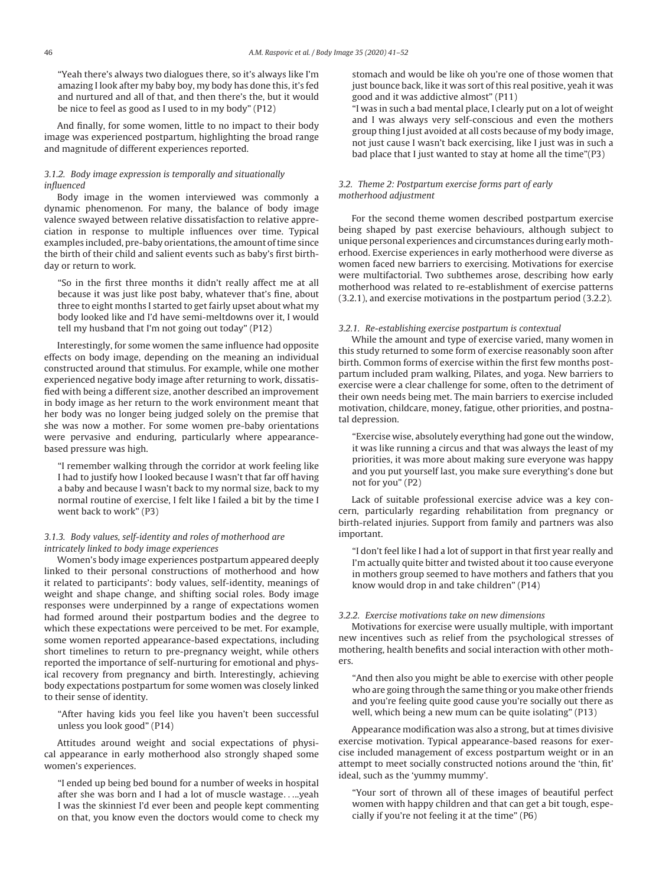"Yeah there's always two dialogues there, so it's always like I'm amazing I look after my baby boy, my body has done this, it's fed and nurtured and all of that, and then there's the, but it would be nice to feel as good as I used to in my body" (P12)

And finally, for some women, little to no impact to their body image was experienced postpartum, highlighting the broad range and magnitude of different experiences reported.

### 3.1.2. Body image expression is temporally and situationally influenced

Body image in the women interviewed was commonly a dynamic phenomenon. For many, the balance of body image valence swayed between relative dissatisfaction to relative appreciation in response to multiple influences over time. Typical examples included, pre-baby orientations, the amount of time since the birth of their child and salient events such as baby's first birthday or return to work.

"So in the first three months it didn't really affect me at all because it was just like post baby, whatever that's fine, about three to eight months I started to get fairly upset about what my body looked like and I'd have semi-meltdowns over it, I would tell my husband that I'm not going out today" (P12)

Interestingly, for some women the same influence had opposite effects on body image, depending on the meaning an individual constructed around that stimulus. For example, while one mother experienced negative body image after returning to work, dissatisfied with being a different size, another described an improvement in body image as her return to the work environment meant that her body was no longer being judged solely on the premise that she was now a mother. For some women pre-baby orientations were pervasive and enduring, particularly where appearance-based pressure was high.

"I remember walking through the corridor at work feeling like I had to justify how I looked because I wasn't that far off having a baby and because I wasn't back to my normal size, back to my normal routine of exercise, I felt like I failed a bit by the time I went back to work" (P3)

### 3.1.3. Body values, self-identity and roles of motherhood are intricately linked to body image experiences

Women's body image experiences postpartum appeared deeply linked to their personal constructions of motherhood and how it related to participants': body values, self-identity, meanings of weight and shape change, and shifting social roles. Body image responses were underpinned by a range of expectations women had formed around their postpartum bodies and the degree to which these expectations were perceived to be met. For example, some women reported appearance-based expectations, including short timelines to return to pre-pregnancy weight, while others reported the importance of self-nurturing for emotional and physical recovery from pregnancy and birth. Interestingly, achieving body expectations postpartum for some women was closely linked to their sense of identity.

"After having kids you feel like you haven't been successful unless you look good" (P14)

Attitudes around weight and social expectations of physical appearance in early motherhood also strongly shaped some women's experiences.

"I ended up being bed bound for a number of weeks in hospital after she was born and I had a lot of muscle wastage.....yeah I was the skinniest I'd ever been and people kept commenting on that, you know even the doctors would come to check my stomach and would be like oh you're one of those women that just bounce back, like it was sort of this real positive, yeah it was good and it was addictive almost" (P11)

"I was in such a bad mental place, I clearly put on a lot of weight and I was always very self-conscious and even the mothers group thing I just avoided at all costs because of my body image, not just cause I wasn't back exercising, like I just was in such a bad place that I just wanted to stay at home all the time"(P3)

## 3.2. Theme 2: Postpartum exercise forms part of early motherhood adjustment

For the second theme women described postpartum exercise being shaped by past exercise behaviours, although subject to unique personal experiences and circumstances during early motherhood. Exercise experiences in early motherhood were diverse as women faced new barriers to exercising. Motivations for exercise were multifactorial. Two subthemes arose, describing how early motherhood was related to re-establishment of exercise patterns (3.2.1), and exercise motivations in the postpartum period (3.2.2).

### 3.2.1. Re-establishing exercise postpartum is contextual

While the amount and type of exercise varied, many women in this study returned to some form of exercise reasonably soon after birth. Common forms of exercise within the first few months postpartum included pram walking, Pilates, and yoga. New barriers to exercise were a clear challenge for some, often to the detriment of their own needs being met. The main barriers to exercise included motivation, childcare, money, fatigue, other priorities, and postnatal depression.

"Exercise wise, absolutely everything had gone out the window, it was like running a circus and that was always the least of my priorities, it was more about making sure everyone was happy and you put yourself last, you make sure everything's done but not for you" (P2)

Lack of suitable professional exercise advice was a key concern, particularly regarding rehabilitation from pregnancy or birth-related injuries. Support from family and partners was also important.

"I don't feel like I had a lot of support in that first year really and I'm actually quite bitter and twisted about it too cause everyone in mothers group seemed to have mothers and fathers that you know would drop in and take children" (P14)

### 3.2.2. Exercise motivations take on new dimensions

Motivations for exercise were usually multiple, with important new incentives such as relief from the psychological stresses of mothering, health benefits and social interaction with other mothers.

"And then also you might be able to exercise with other people who are going through the same thing or you make other friends and you're feeling quite good cause you're socially out there as well, which being a new mum can be quite isolating" (P13)

Appearance modification was also a strong, but at times divisive exercise motivation. Typical appearance-based reasons for exercise included management of excess postpartum weight or in an attempt to meet socially constructed notions around the 'thin, fit' ideal, such as the 'yummy mummy'.

"Your sort of thrown all of these images of beautiful perfect women with happy children and that can get a bit tough, especially if you're not feeling it at the time" (P6)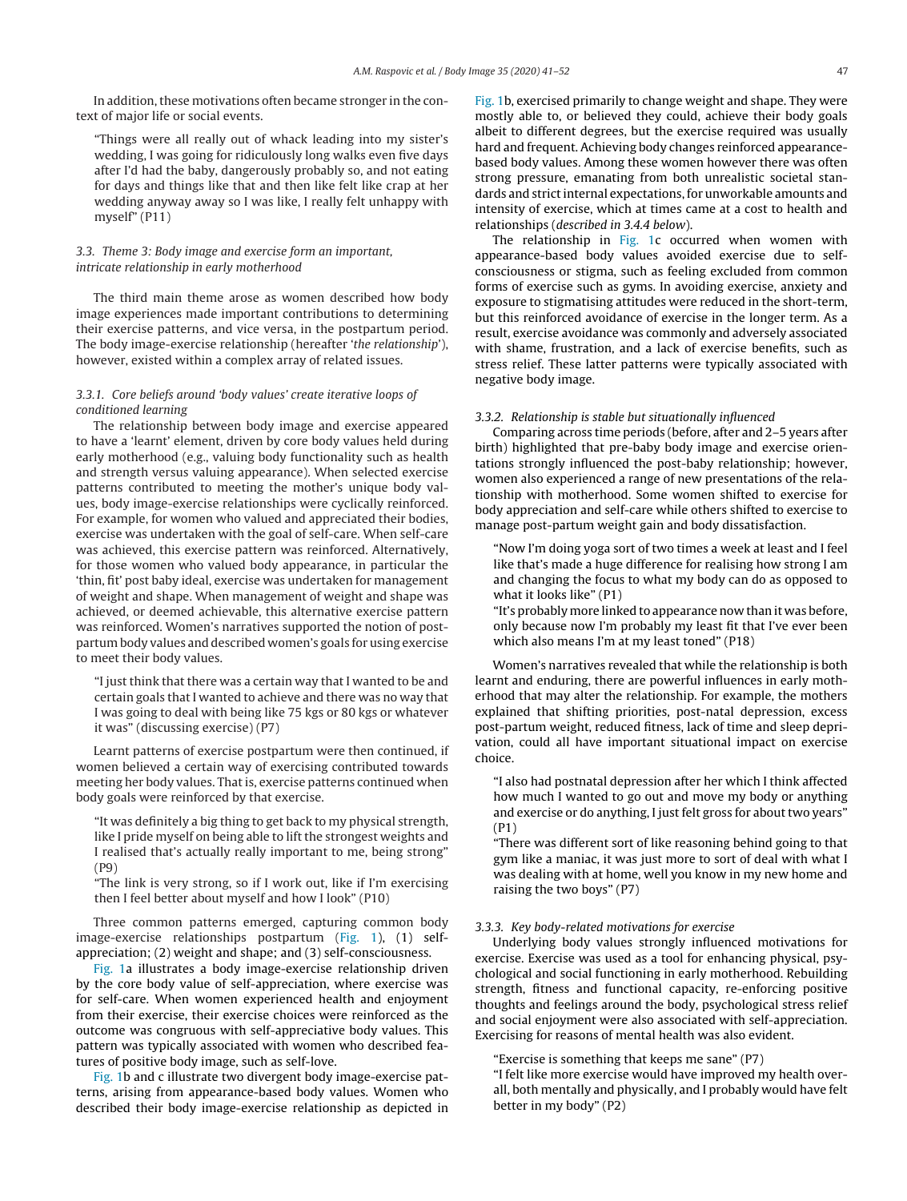In addition, these motivations often became stronger in the context of major life or social events.

> "Things were all really out of whack leading into my sister's wedding, I was going for ridiculously long walks even five days after I'd had the baby, dangerously probably so, and not eating for days and things like that and then like felt like crap at her wedding anyway away so I was like, I really felt unhappy with myself" (P11)

### 3.3. Theme 3: Body image and exercise form an important, intricate relationship in early motherhood

The third main theme arose as women described how body image experiences made important contributions to determining their exercise patterns, and vice versa, in the postpartum period. The body image-exercise relationship (hereafter '*the relationship*'), however, existed within a complex array of related issues.

#### 3.3.1. Core beliefs around 'body values' create iterative loops of conditioned learning

The relationship between body image and exercise appeared to have a 'learnt' element, driven by core body values held during early motherhood (e.g., valuing body functionality such as health and strength versus valuing appearance). When selected exercise patterns contributed to meeting the mother's unique body values, body image-exercise relationships were cyclically reinforced. For example, for women who valued and appreciated their bodies, exercise was undertaken with the goal of self-care. When self-care was achieved, this exercise pattern was reinforced. Alternatively, for those women who valued body appearance, in particular the 'thin, fit' post baby ideal, exercise was undertaken for management of weight and shape. When management of weight and shape was achieved, or deemed achievable, this alternative exercise pattern was reinforced. Women's narratives supported the notion of postpartum body values and described women's goals for using exercise to meet their body values.

> "I just think that there was a certain way that I wanted to be and certain goals that I wanted to achieve and there was no way that I was going to deal with being like 75 kgs or 80 kgs or whatever it was" (discussing exercise) (P7)

Learnt patterns of exercise postpartum were then continued, if women believed a certain way of exercising contributed towards meeting her body values. That is, exercise patterns continued when body goals were reinforced by that exercise.

> "It was definitely a big thing to get back to my physical strength, like I pride myself on being able to lift the strongest weights and I realised that's actually really important to me, being strong" (P9)
>
> "The link is very strong, so if I work out, like if I'm exercising then I feel better about myself and how I look" (P10)

Three common patterns emerged, capturing common body image-exercise relationships postpartum (Fig. 1), (1) self-appreciation; (2) weight and shape; and (3) self-consciousness.

Fig. 1a illustrates a body image-exercise relationship driven by the core body value of self-appreciation, where exercise was for self-care. When women experienced health and enjoyment from their exercise, their exercise choices were reinforced as the outcome was congruous with self-appreciative body values. This pattern was typically associated with women who described features of positive body image, such as self-love.

Fig. 1b and c illustrate two divergent body image-exercise patterns, arising from appearance-based body values. Women who described their body image-exercise relationship as depicted in Fig. 1b, exercised primarily to change weight and shape. They were mostly able to, or believed they could, achieve their body goals albeit to different degrees, but the exercise required was usually hard and frequent. Achieving body changes reinforced appearance-based body values. Among these women however there was often strong pressure, emanating from both unrealistic societal standards and strict internal expectations, for unworkable amounts and intensity of exercise, which at times came at a cost to health and relationships (*described in 3.4.4 below*).

The relationship in Fig. 1c occurred when women with appearance-based body values avoided exercise due to self-consciousness or stigma, such as feeling excluded from common forms of exercise such as gyms. In avoiding exercise, anxiety and exposure to stigmatising attitudes were reduced in the short-term, but this reinforced avoidance of exercise in the longer term. As a result, exercise avoidance was commonly and adversely associated with shame, frustration, and a lack of exercise benefits, such as stress relief. These latter patterns were typically associated with negative body image.

#### 3.3.2. Relationship is stable but situationally influenced

Comparing across time periods (before, after and 2–5 years after birth) highlighted that pre-baby body image and exercise orientations strongly influenced the post-baby relationship; however, women also experienced a range of new presentations of the relationship with motherhood. Some women shifted to exercise for body appreciation and self-care while others shifted to exercise to manage post-partum weight gain and body dissatisfaction.

> "Now I'm doing yoga sort of two times a week at least and I feel like that's made a huge difference for realising how strong I am and changing the focus to what my body can do as opposed to what it looks like" (P1)
>
> "It's probably more linked to appearance now than it was before, only because now I'm probably my least fit that I've ever been which also means I'm at my least toned" (P18)

Women's narratives revealed that while the relationship is both learnt and enduring, there are powerful influences in early motherhood that may alter the relationship. For example, the mothers explained that shifting priorities, post-natal depression, excess post-partum weight, reduced fitness, lack of time and sleep deprivation, could all have important situational impact on exercise choice.

> "I also had postnatal depression after her which I think affected how much I wanted to go out and move my body or anything and exercise or do anything, I just felt gross for about two years" (P1)
>
> "There was different sort of like reasoning behind going to that gym like a maniac, it was just more to sort of deal with what I was dealing with at home, well you know in my new home and raising the two boys" (P7)

#### 3.3.3. Key body-related motivations for exercise

Underlying body values strongly influenced motivations for exercise. Exercise was used as a tool for enhancing physical, psychological and social functioning in early motherhood. Rebuilding strength, fitness and functional capacity, re-enforcing positive thoughts and feelings around the body, psychological stress relief and social enjoyment were also associated with self-appreciation. Exercising for reasons of mental health was also evident.

> "Exercise is something that keeps me sane" (P7)
>
> "I felt like more exercise would have improved my health overall, both mentally and physically, and I probably would have felt better in my body" (P2)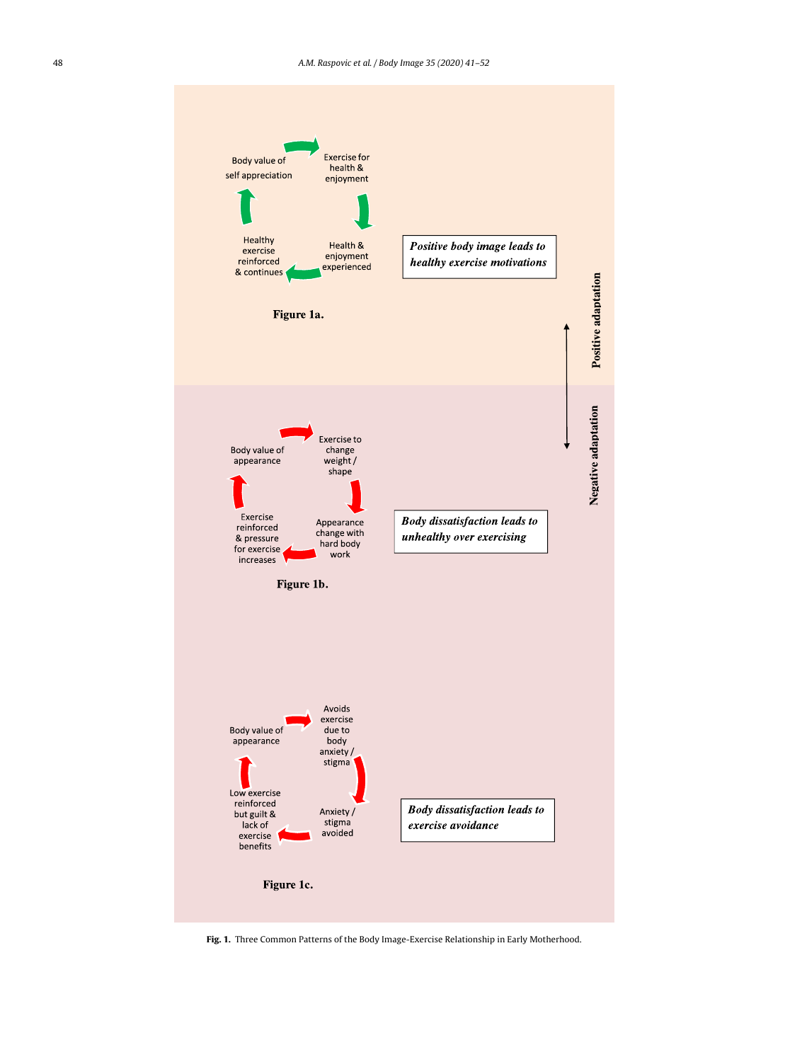Body value of self appreciation → Exercise for health & enjoyment → Health & enjoyment experienced → Healthy exercise reinforced & continues

**_Positive body image leads to healthy exercise motivations_**

**Figure 1a.**

Body value of appearance → Exercise to change weight / shape → Appearance change with hard body work → Exercise reinforced & pressure for exercise increases

**_Body dissatisfaction leads to unhealthy over exercising_**

**Figure 1b.**

Body value of appearance → Avoids exercise due to body anxiety / stigma → Anxiety / stigma avoided → Low exercise reinforced but guilt & lack of exercise benefits

**_Body dissatisfaction leads to exercise avoidance_**

**Figure 1c.**

Positive adaptation ↕ Negative adaptation

**Fig. 1.** Three Common Patterns of the Body Image-Exercise Relationship in Early Motherhood.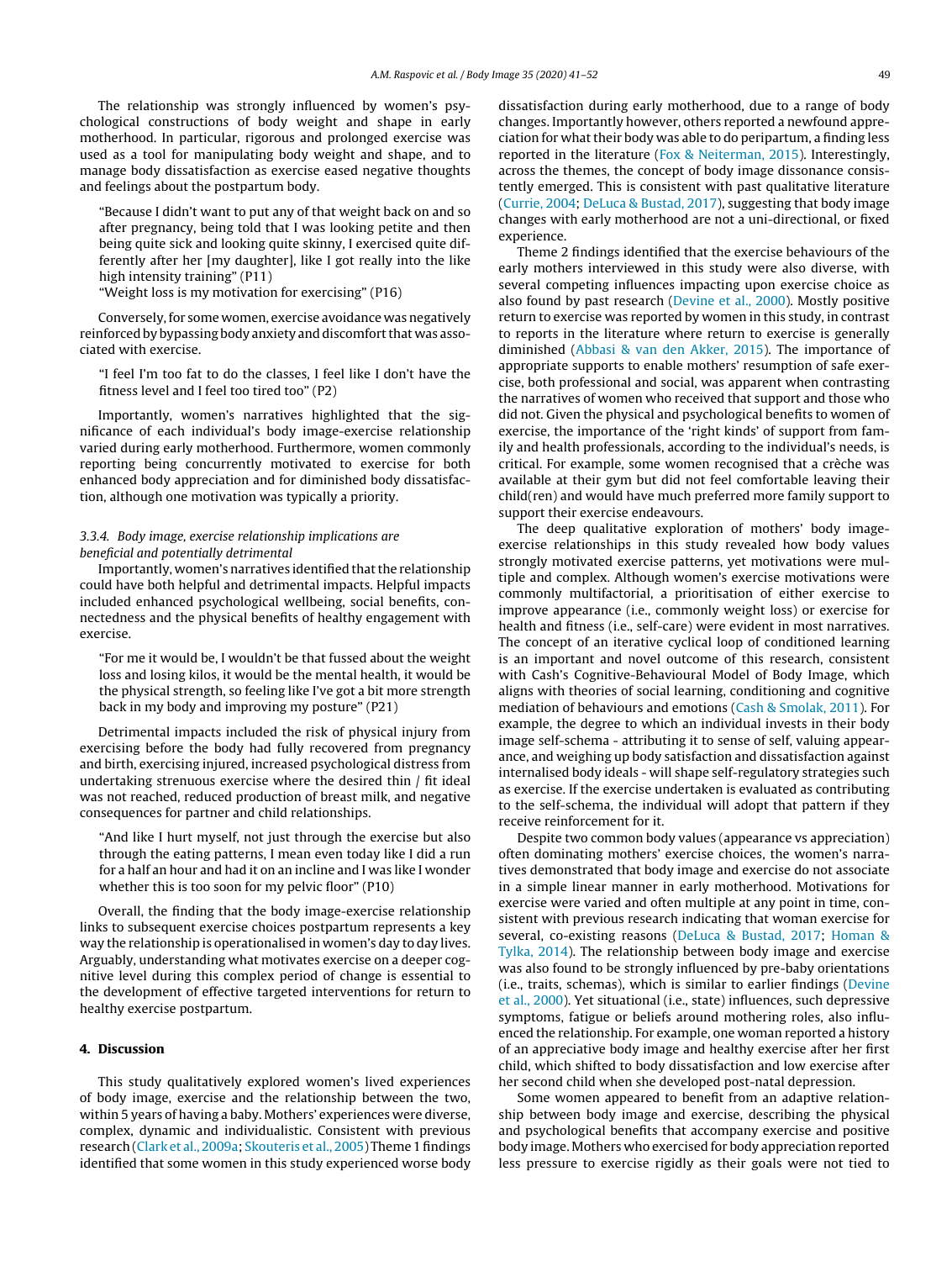The relationship was strongly influenced by women's psychological constructions of body weight and shape in early motherhood. In particular, rigorous and prolonged exercise was used as a tool for manipulating body weight and shape, and to manage body dissatisfaction as exercise eased negative thoughts and feelings about the postpartum body.

> "Because I didn't want to put any of that weight back on and so after pregnancy, being told that I was looking petite and then being quite sick and looking quite skinny, I exercised quite differently after her [my daughter], like I got really into the like high intensity training" (P11)
>
> "Weight loss is my motivation for exercising" (P16)

Conversely, for some women, exercise avoidance was negatively reinforced by bypassing body anxiety and discomfort that was associated with exercise.

> "I feel I'm too fat to do the classes, I feel like I don't have the fitness level and I feel too tired too" (P2)

Importantly, women's narratives highlighted that the significance of each individual's body image-exercise relationship varied during early motherhood. Furthermore, women commonly reporting being concurrently motivated to exercise for both enhanced body appreciation and for diminished body dissatisfaction, although one motivation was typically a priority.

#### *3.3.4. Body image, exercise relationship implications are beneficial and potentially detrimental*

Importantly, women's narratives identified that the relationship could have both helpful and detrimental impacts. Helpful impacts included enhanced psychological wellbeing, social benefits, connectedness and the physical benefits of healthy engagement with exercise.

> "For me it would be, I wouldn't be that fussed about the weight loss and losing kilos, it would be the mental health, it would be the physical strength, so feeling like I've got a bit more strength back in my body and improving my posture" (P21)

Detrimental impacts included the risk of physical injury from exercising before the body had fully recovered from pregnancy and birth, exercising injured, increased psychological distress from undertaking strenuous exercise where the desired thin / fit ideal was not reached, reduced production of breast milk, and negative consequences for partner and child relationships.

> "And like I hurt myself, not just through the exercise but also through the eating patterns, I mean even today like I did a run for a half an hour and had it on an incline and I was like I wonder whether this is too soon for my pelvic floor" (P10)

Overall, the finding that the body image-exercise relationship links to subsequent exercise choices postpartum represents a key way the relationship is operationalised in women's day to day lives. Arguably, understanding what motivates exercise on a deeper cognitive level during this complex period of change is essential to the development of effective targeted interventions for return to healthy exercise postpartum.

## 4. Discussion

This study qualitatively explored women's lived experiences of body image, exercise and the relationship between the two, within 5 years of having a baby. Mothers' experiences were diverse, complex, dynamic and individualistic. Consistent with previous research (Clark et al., 2009a; Skouteris et al., 2005) Theme 1 findings identified that some women in this study experienced worse body dissatisfaction during early motherhood, due to a range of body changes. Importantly however, others reported a newfound appreciation for what their body was able to do peripartum, a finding less reported in the literature (Fox & Neiterman, 2015). Interestingly, across the themes, the concept of body image dissonance consistently emerged. This is consistent with past qualitative literature (Currie, 2004; DeLuca & Bustad, 2017), suggesting that body image changes with early motherhood are not a uni-directional, or fixed experience.

Theme 2 findings identified that the exercise behaviours of the early mothers interviewed in this study were also diverse, with several competing influences impacting upon exercise choice as also found by past research (Devine et al., 2000). Mostly positive return to exercise was reported by women in this study, in contrast to reports in the literature where return to exercise is generally diminished (Abbasi & van den Akker, 2015). The importance of appropriate supports to enable mothers' resumption of safe exercise, both professional and social, was apparent when contrasting the narratives of women who received that support and those who did not. Given the physical and psychological benefits to women of exercise, the importance of the 'right kinds' of support from family and health professionals, according to the individual's needs, is critical. For example, some women recognised that a crèche was available at their gym but did not feel comfortable leaving their child(ren) and would have much preferred more family support to support their exercise endeavours.

The deep qualitative exploration of mothers' body image-exercise relationships in this study revealed how body values strongly motivated exercise patterns, yet motivations were multiple and complex. Although women's exercise motivations were commonly multifactorial, a prioritisation of either exercise to improve appearance (i.e., commonly weight loss) or exercise for health and fitness (i.e., self-care) were evident in most narratives. The concept of an iterative cyclical loop of conditioned learning is an important and novel outcome of this research, consistent with Cash's Cognitive-Behavioural Model of Body Image, which aligns with theories of social learning, conditioning and cognitive mediation of behaviours and emotions (Cash & Smolak, 2011). For example, the degree to which an individual invests in their body image self-schema - attributing it to sense of self, valuing appearance, and weighing up body satisfaction and dissatisfaction against internalised body ideals - will shape self-regulatory strategies such as exercise. If the exercise undertaken is evaluated as contributing to the self-schema, the individual will adopt that pattern if they receive reinforcement for it.

Despite two common body values (appearance vs appreciation) often dominating mothers' exercise choices, the women's narratives demonstrated that body image and exercise do not associate in a simple linear manner in early motherhood. Motivations for exercise were varied and often multiple at any point in time, consistent with previous research indicating that woman exercise for several, co-existing reasons (DeLuca & Bustad, 2017; Homan & Tylka, 2014). The relationship between body image and exercise was also found to be strongly influenced by pre-baby orientations (i.e., traits, schemas), which is similar to earlier findings (Devine et al., 2000). Yet situational (i.e., state) influences, such depressive symptoms, fatigue or beliefs around mothering roles, also influenced the relationship. For example, one woman reported a history of an appreciative body image and healthy exercise after her first child, which shifted to body dissatisfaction and low exercise after her second child when she developed post-natal depression.

Some women appeared to benefit from an adaptive relationship between body image and exercise, describing the physical and psychological benefits that accompany exercise and positive body image. Mothers who exercised for body appreciation reported less pressure to exercise rigidly as their goals were not tied to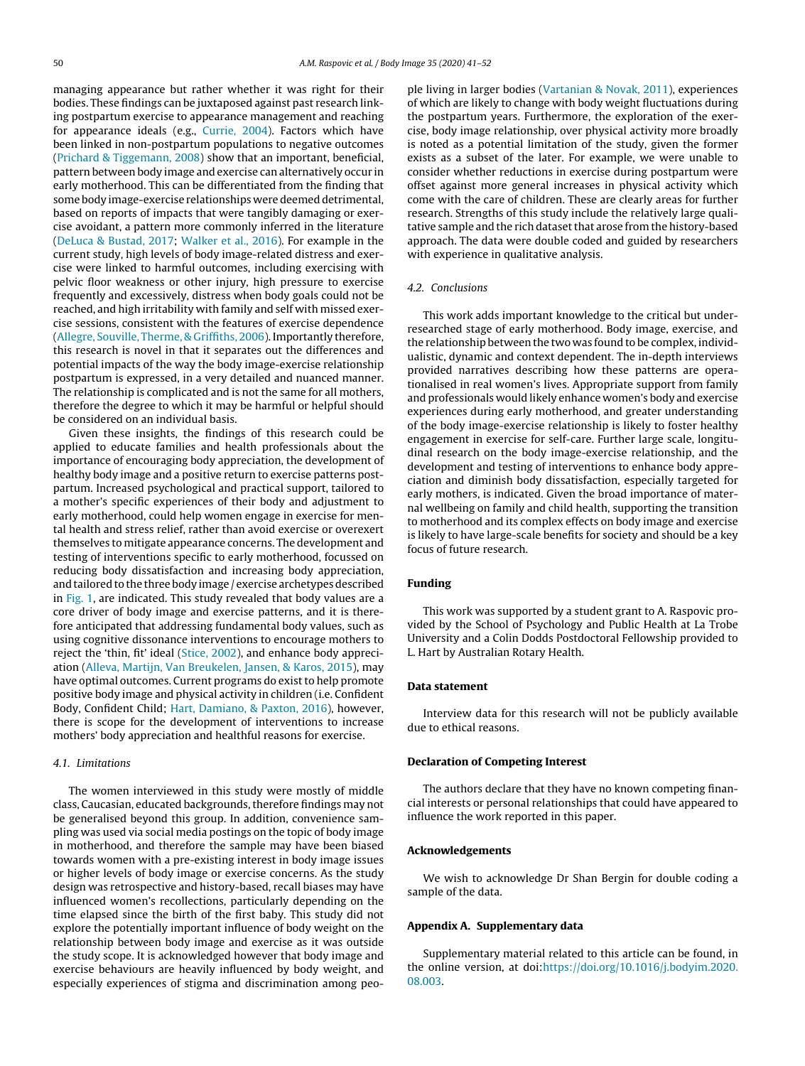managing appearance but rather whether it was right for their bodies. These findings can be juxtaposed against past research linking postpartum exercise to appearance management and reaching for appearance ideals (e.g., Currie, 2004). Factors which have been linked in non-postpartum populations to negative outcomes (Prichard & Tiggemann, 2008) show that an important, beneficial, pattern between body image and exercise can alternatively occur in early motherhood. This can be differentiated from the finding that some body image-exercise relationships were deemed detrimental, based on reports of impacts that were tangibly damaging or exercise avoidant, a pattern more commonly inferred in the literature (DeLuca & Bustad, 2017; Walker et al., 2016). For example in the current study, high levels of body image-related distress and exercise were linked to harmful outcomes, including exercising with pelvic floor weakness or other injury, high pressure to exercise frequently and excessively, distress when body goals could not be reached, and high irritability with family and self with missed exercise sessions, consistent with the features of exercise dependence (Allegre, Souville, Therme, & Griffiths, 2006). Importantly therefore, this research is novel in that it separates out the differences and potential impacts of the way the body image-exercise relationship postpartum is expressed, in a very detailed and nuanced manner. The relationship is complicated and is not the same for all mothers, therefore the degree to which it may be harmful or helpful should be considered on an individual basis.

Given these insights, the findings of this research could be applied to educate families and health professionals about the importance of encouraging body appreciation, the development of healthy body image and a positive return to exercise patterns postpartum. Increased psychological and practical support, tailored to a mother's specific experiences of their body and adjustment to early motherhood, could help women engage in exercise for mental health and stress relief, rather than avoid exercise or overexert themselves to mitigate appearance concerns. The development and testing of interventions specific to early motherhood, focussed on reducing body dissatisfaction and increasing body appreciation, and tailored to the three body image / exercise archetypes described in Fig. 1, are indicated. This study revealed that body values are a core driver of body image and exercise patterns, and it is therefore anticipated that addressing fundamental body values, such as using cognitive dissonance interventions to encourage mothers to reject the 'thin, fit' ideal (Stice, 2002), and enhance body appreciation (Alleva, Martijn, Van Breukelen, Jansen, & Karos, 2015), may have optimal outcomes. Current programs do exist to help promote positive body image and physical activity in children (i.e. Confident Body, Confident Child; Hart, Damiano, & Paxton, 2016), however, there is scope for the development of interventions to increase mothers' body appreciation and healthful reasons for exercise.

### 4.1. Limitations

The women interviewed in this study were mostly of middle class, Caucasian, educated backgrounds, therefore findings may not be generalised beyond this group. In addition, convenience sampling was used via social media postings on the topic of body image in motherhood, and therefore the sample may have been biased towards women with a pre-existing interest in body image issues or higher levels of body image or exercise concerns. As the study design was retrospective and history-based, recall biases may have influenced women's recollections, particularly depending on the time elapsed since the birth of the first baby. This study did not explore the potentially important influence of body weight on the relationship between body image and exercise as it was outside the study scope. It is acknowledged however that body image and exercise behaviours are heavily influenced by body weight, and especially experiences of stigma and discrimination among people living in larger bodies (Vartanian & Novak, 2011), experiences of which are likely to change with body weight fluctuations during the postpartum years. Furthermore, the exploration of the exercise, body image relationship, over physical activity more broadly is noted as a potential limitation of the study, given the former exists as a subset of the later. For example, we were unable to consider whether reductions in exercise during postpartum were offset against more general increases in physical activity which come with the care of children. These are clearly areas for further research. Strengths of this study include the relatively large qualitative sample and the rich dataset that arose from the history-based approach. The data were double coded and guided by researchers with experience in qualitative analysis.

### 4.2. Conclusions

This work adds important knowledge to the critical but under-researched stage of early motherhood. Body image, exercise, and the relationship between the two was found to be complex, individualistic, dynamic and context dependent. The in-depth interviews provided narratives describing how these patterns are operationalised in real women's lives. Appropriate support from family and professionals would likely enhance women's body and exercise experiences during early motherhood, and greater understanding of the body image-exercise relationship is likely to foster healthy engagement in exercise for self-care. Further large scale, longitudinal research on the body image-exercise relationship, and the development and testing of interventions to enhance body appreciation and diminish body dissatisfaction, especially targeted for early mothers, is indicated. Given the broad importance of maternal wellbeing on family and child health, supporting the transition to motherhood and its complex effects on body image and exercise is likely to have large-scale benefits for society and should be a key focus of future research.

## Funding

This work was supported by a student grant to A. Raspovic provided by the School of Psychology and Public Health at La Trobe University and a Colin Dodds Postdoctoral Fellowship provided to L. Hart by Australian Rotary Health.

## Data statement

Interview data for this research will not be publicly available due to ethical reasons.

## Declaration of Competing Interest

The authors declare that they have no known competing financial interests or personal relationships that could have appeared to influence the work reported in this paper.

## Acknowledgements

We wish to acknowledge Dr Shan Bergin for double coding a sample of the data.

## Appendix A. Supplementary data

Supplementary material related to this article can be found, in the online version, at doi:https://doi.org/10.1016/j.bodyim.2020.08.003.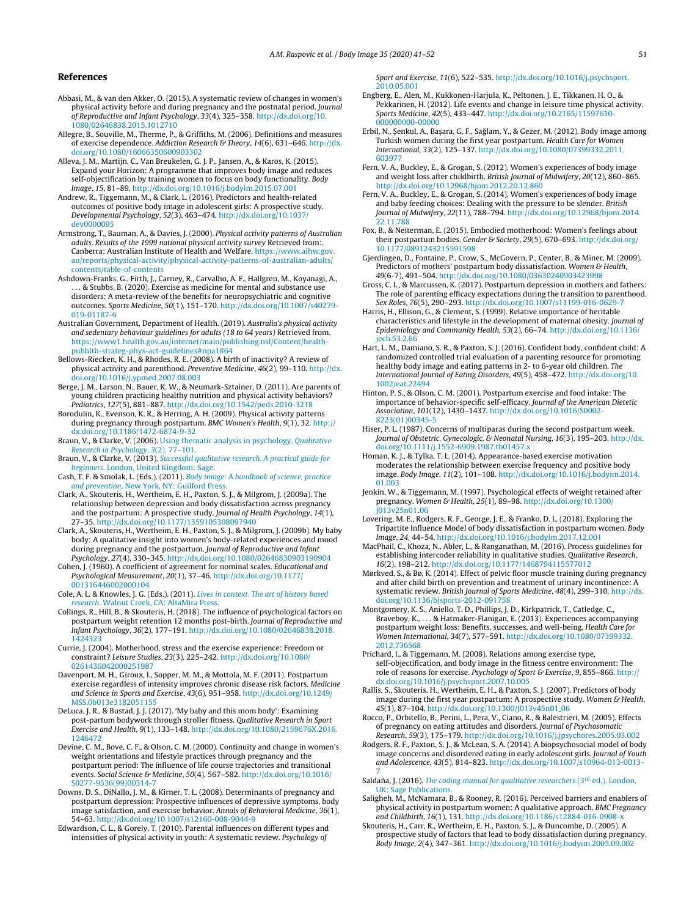## References

Abbasi, M., & van den Akker, O. (2015). A systematic review of changes in women's physical activity before and during pregnancy and the postnatal period. *Journal of Reproductive and Infant Psychology*, *33*(4), 325–358. http://dx.doi.org/10.1080/02646838.2015.1012710

Allegre, B., Souville, M., Therme, P., & Griffiths, M. (2006). Definitions and measures of exercise dependence. *Addiction Research & Theory*, *14*(6), 631–646. http://dx.doi.org/10.1080/16066350600903302

Alleva, J. M., Martijn, C., Van Breukelen, G. J. P., Jansen, A., & Karos, K. (2015). Expand your Horizon: A programme that improves body image and reduces self-objectification by training women to focus on body functionality. *Body Image*, *15*, 81–89. http://dx.doi.org/10.1016/j.bodyim.2015.07.001

Andrew, R., Tiggemann, M., & Clark, L. (2016). Predictors and health-related outcomes of positive body image in adolescent girls: A prospective study. *Developmental Psychology*, *52*(3), 463–474. http://dx.doi.org/10.1037/dev0000095

Armstrong, T., Bauman, A., & Davies, J. (2000). *Physical activity patterns of Australian adults. Results of the 1999 national physical activity survey* Retrieved from:. Canberra: Australian Institute of Health and Welfare. https://www.aihw.gov.au/reports/physical-activity/physical-activity-patterns-of-australian-adults/contents/table-of-contents

Ashdown-Franks, G., Firth, J., Carney, R., Carvalho, A. F., Hallgren, M., Koyanagi, A., . . . & Stubbs, B. (2020). Exercise as medicine for mental and substance use disorders: A meta-review of the benefits for neuropsychiatric and cognitive outcomes. *Sports Medicine*, *50*(1), 151–170. http://dx.doi.org/10.1007/s40279-019-01187-6

Australian Government, Department of Health. (2019). *Australia's physical activity and sedentary behaviour guidelines for adults (18 to 64 years)* Retrieved from. https://www1.health.gov.au/internet/main/publishing.nsf/Content/health-pubhlth-strateg-phys-act-guidelines#npa1864

Bellows-Riecken, K. H., & Rhodes, R. E. (2008). A birth of inactivity? A review of physical activity and parenthood. *Preventive Medicine*, *46*(2), 99–110. http://dx.doi.org/10.1016/j.ypmed.2007.08.003

Berge, J. M., Larson, N., Bauer, K. W., & Neumark-Sztainer, D. (2011). Are parents of young children practicing healthy nutrition and physical activity behaviors? *Pediatrics*, *127*(5), 881–887. http://dx.doi.org/10.1542/peds.2010-3218

Borodulin, K., Evenson, K. R., & Herring, A. H. (2009). Physical activity patterns during pregnancy through postpartum. *BMC Women's Health*, *9*(1), 32. http://dx.doi.org/10.1186/1472-6874-9-32

Braun, V., & Clarke, V. (2006). Using thematic analysis in psychology. *Qualitative Research in Psychology*, *3*(2), 77–101.

Braun, V., & Clarke, V. (2013). *Successful qualitative research. A practical guide for beginners*. London, United Kingdom: Sage.

Cash, T. F. & Smolak, L. (Eds.). (2011). *Body image: A handbook of science, practice and prevention*. New York, NY: Guilford Press.

Clark, A., Skouteris, H., Wertheim, E. H., Paxton, S. J., & Milgrom, J. (2009a). The relationship between depression and body dissatisfaction across pregnancy and the postpartum: A prospective study. *Journal of Health Psychology*, *14*(1), 27–35. http://dx.doi.org/10.1177/1359105308097940

Clark, A., Skouteris, H., Wertheim, E. H., Paxton, S. J., & Milgrom, J. (2009b). My baby body: A qualitative insight into women's body-related experiences and mood during pregnancy and the postpartum. *Journal of Reproductive and Infant Psychology*, *27*(4), 330–345. http://dx.doi.org/10.1080/02646830903190904

Cohen, J. (1960). A coefficient of agreement for nominal scales. *Educational and Psychological Measurement*, *20*(1), 37–46. http://dx.doi.org/10.1177/001316446002000104

Cole, A. L. & Knowles, J. G. (Eds.). (2011). *Lives in context. The art of history based research*. Walnut Creek, CA: AltaMira Press.

Collings, R., Hill, B., & Skouteris, H. (2018). The influence of psychological factors on postpartum weight retention 12 months post-birth. *Journal of Reproductive and Infant Psychology*, *36*(2), 177–191. http://dx.doi.org/10.1080/02646838.2018.1424323

Currie, J. (2004). Motherhood, stress and the exercise experience: Freedom or constraint? *Leisure Studies*, *23*(3), 225–242. http://dx.doi.org/10.1080/0261436042000251987

Davenport, M. H., Giroux, I., Sopper, M. M., & Mottola, M. F. (2011). Postpartum exercise regardless of intensity improves chronic disease risk factors. *Medicine and Science in Sports and Exercise*, *43*(6), 951–958. http://dx.doi.org/10.1249/MSS.0b013e3182051155

DeLuca, J. R., & Bustad, J. J. (2017). 'My baby and this mom body': Examining post-partum bodywork through stroller fitness. *Qualitative Research in Sport Exercise and Health*, *9*(1), 133–148. http://dx.doi.org/10.1080/2159676X.2016.1246472

Devine, C. M., Bove, C. F., & Olson, C. M. (2000). Continuity and change in women's weight orientations and lifestyle practices through pregnancy and the postpartum period: The influence of life course trajectories and transitional events. *Social Science & Medicine*, *50*(4), 567–582. http://dx.doi.org/10.1016/S0277-9536(99)00314-7

Downs, D. S., DiNallo, J. M., & Kirner, T. L. (2008). Determinants of pregnancy and postpartum depression: Prospective influences of depressive symptoms, body image satisfaction, and exercise behavior. *Annals of Behavioral Medicine*, *36*(1), 54–63. http://dx.doi.org/10.1007/s12160-008-9044-9

Edwardson, C. L., & Gorely, T. (2010). Parental influences on different types and intensities of physical activity in youth: A systematic review. *Psychology of Sport and Exercise*, *11*(6), 522–535. http://dx.doi.org/10.1016/j.psychsport.2010.05.001

Engberg, E., Alen, M., Kukkonen-Harjula, K., Peltonen, J. E., Tikkanen, H. O., & Pekkarinen, H. (2012). Life events and change in leisure time physical activity. *Sports Medicine*, *42*(5), 433–447. http://dx.doi.org/10.2165/11597610-000000000-00000

Erbil, N., Şenkul, A., Başara, G. F., Sağlam, Y., & Gezer, M. (2012). Body image among Turkish women during the first year postpartum. *Health Care for Women International*, *33*(2), 125–137. http://dx.doi.org/10.1080/07399332.2011.603977

Fern, V. A., Buckley, E., & Grogan, S. (2012). Women's experiences of body image and weight loss after childbirth. *British Journal of Midwifery*, *20*(12), 860–865. http://dx.doi.org/10.12968/bjom.2012.20.12.860

Fern, V. A., Buckley, E., & Grogan, S. (2014). Women's experiences of body image and baby feeding choices: Dealing with the pressure to be slender. *British Journal of Midwifery*, *22*(11), 788–794. http://dx.doi.org/10.12968/bjom.2014.22.11.788

Fox, B., & Neiterman, E. (2015). Embodied motherhood: Women's feelings about their postpartum bodies. *Gender & Society*, *29*(5), 670–693. http://dx.doi.org/10.1177/0891243215591598

Gjerdingen, D., Fontaine, P., Crow, S., McGovern, P., Center, B., & Miner, M. (2009). Predictors of mothers' postpartum body dissatisfaction. *Women & Health*, *49*(6-7), 491–504. http://dx.doi.org/10.1080/03630240903423998

Gross, C. L., & Marcussen, K. (2017). Postpartum depression in mothers and fathers: The role of parenting efficacy expectations during the transition to parenthood. *Sex Roles*, *76*(5), 290–293. http://dx.doi.org/10.1007/s11199-016-0629-7

Harris, H., Ellison, G., & Clement, S. (1999). Relative importance of heritable characteristics and lifestyle in the development of maternal obesity. *Journal of Epidemiology and Community Health*, *53*(2), 66–74. http://dx.doi.org/10.1136/jech.53.2.66

Hart, L. M., Damiano, S. R., & Paxton, S. J. (2016). Confident body, confident child: A randomized controlled trial evaluation of a parenting resource for promoting healthy body image and eating patterns in 2- to 6-year old children. *The International Journal of Eating Disorders*, *49*(5), 458–472. http://dx.doi.org/10.1002/eat.22494

Hinton, P. S., & Olson, C. M. (2001). Postpartum exercise and food intake: The importance of behavior-specific self-efficacy. *Journal of the American Dietetic Association*, *101*(12), 1430–1437. http://dx.doi.org/10.1016/S0002-8223(01)00345-5

Hiser, P. L. (1987). Concerns of multiparas during the second postpartum week. *Journal of Obstetric, Gynecologic, & Neonatal Nursing*, *16*(3), 195–203. http://dx.doi.org/10.1111/j.1552-6909.1987.tb01457.x

Homan, K. J., & Tylka, T. L. (2014). Appearance-based exercise motivation moderates the relationship between exercise frequency and positive body image. *Body Image*, *11*(2), 101–108. http://dx.doi.org/10.1016/j.bodyim.2014.01.003

Jenkin, W., & Tiggemann, M. (1997). Psychological effects of weight retained after pregnancy. *Women & Health*, *25*(1), 89–98. http://dx.doi.org/10.1300/J013v25n01_06

Lovering, M. E., Rodgers, R. F., George, J. E., & Franko, D. L. (2018). Exploring the Tripartite Influence Model of body dissatisfaction in postpartum women. *Body Image*, *24*, 44–54. http://dx.doi.org/10.1016/j.bodyim.2017.12.001

MacPhail, C., Khoza, N., Abler, L., & Ranganathan, M. (2016). Process guidelines for establishing intercoder reliability in qualitative studies. *Qualitative Research*, *16*(2), 198–212. http://dx.doi.org/10.1177/1468794115577012

Mørkved, S., & Bø, K. (2014). Effect of pelvic floor muscle training during pregnancy and after child birth on prevention and treatment of urinary incontinence: A systematic review. *British Journal of Sports Medicine*, *48*(4), 299–310. http://dx.doi.org/10.1136/bjsports-2012-091758

Montgomery, K. S., Aniello, T. D., Phillips, J. D., Kirkpatrick, T., Catledge, C., Braveboy, K., . . . & Hatmaker-Flanigan, E. (2013). Experiences accompanying postpartum weight loss: Benefits, successes, and well-being. *Health Care for Women International*, *34*(7), 577–591. http://dx.doi.org/10.1080/07399332.2012.736568

Prichard, I., & Tiggemann, M. (2008). Relations among exercise type, self-objectification, and body image in the fitness centre environment: The role of reasons for exercise. *Psychology of Sport & Exercise*, *9*, 855–866. http://dx.doi.org/10.1016/j.psychsport.2007.10.005

Rallis, S., Skouteris, H., Wertheim, E. H., & Paxton, S. J. (2007). Predictors of body image during the first year postpartum: A prospective study. *Women & Health*, *45*(1), 87–104. http://dx.doi.org/10.1300/J013v45n01_06

Rocco, P., Orbitello, B., Perini, L., Pera, V., Ciano, R., & Balestrieri, M. (2005). Effects of pregnancy on eating attitudes and disorders. *Journal of Psychosomatic Research*, *59*(3), 175–179. http://dx.doi.org/10.1016/j.jpsychores.2005.03.002

Rodgers, R. F., Paxton, S. J., & McLean, S. A. (2014). A biopsychosocial model of body image concerns and disordered eating in early adolescent girls. *Journal of Youth and Adolescence*, *43*(5), 814–823. http://dx.doi.org/10.1007/s10964-013-0013-7

Saldaña, J. (2016). *The coding manual for qualitative researchers* (3rd ed.). London, UK: Sage Publications.

Saligheh, M., McNamara, B., & Rooney, R. (2016). Perceived barriers and enablers of physical activity in postpartum women: A qualitative approach. *BMC Pregnancy and Childbirth*, *16*(1), 131. http://dx.doi.org/10.1186/s12884-016-0908-x

Skouteris, H., Carr, R., Wertheim, E. H., Paxton, S. J., & Duncombe, D. (2005). A prospective study of factors that lead to body dissatisfaction during pregnancy. *Body Image*, *2*(4), 347–361. http://dx.doi.org/10.1016/j.bodyim.2005.09.002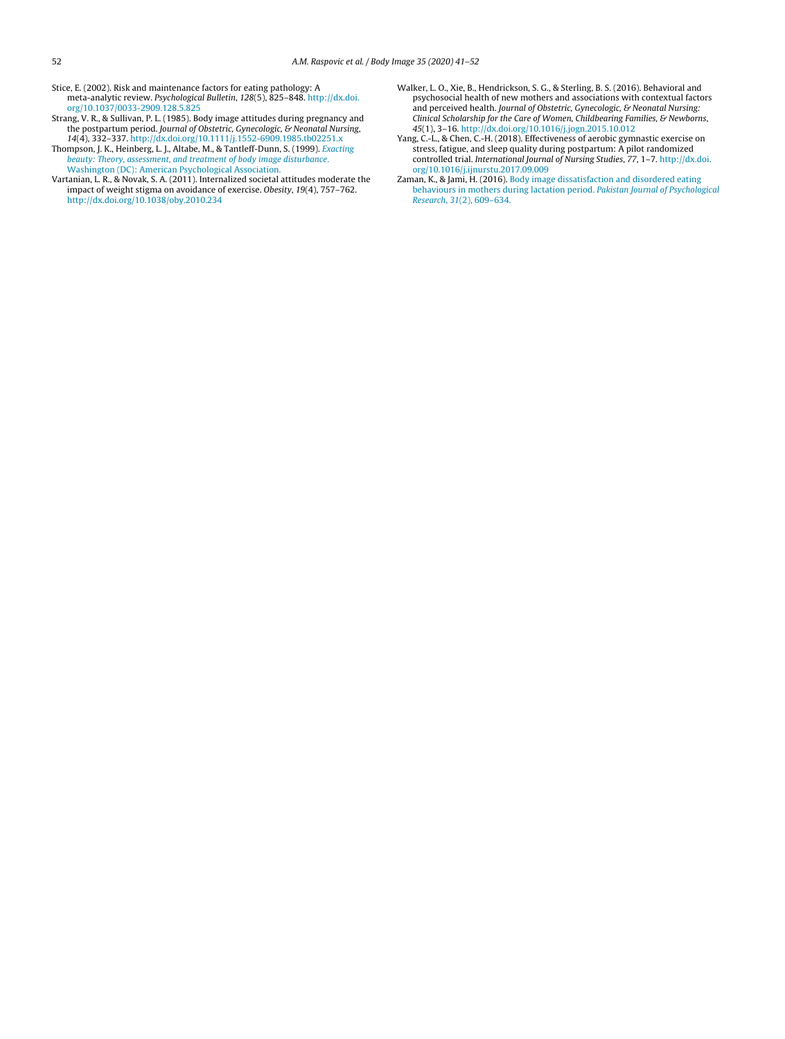Stice, E. (2002). Risk and maintenance factors for eating pathology: A meta-analytic review. *Psychological Bulletin*, *128*(5), 825–848. http://dx.doi.org/10.1037/0033-2909.128.5.825

Strang, V. R., & Sullivan, P. L. (1985). Body image attitudes during pregnancy and the postpartum period. *Journal of Obstetric, Gynecologic, & Neonatal Nursing*, *14*(4), 332–337. http://dx.doi.org/10.1111/j.1552-6909.1985.tb02251.x

Thompson, J. K., Heinberg, L. J., Altabe, M., & Tantleff-Dunn, S. (1999). *Exacting beauty: Theory, assessment, and treatment of body image disturbance*. Washington (DC): American Psychological Association.

Vartanian, L. R., & Novak, S. A. (2011). Internalized societal attitudes moderate the impact of weight stigma on avoidance of exercise. *Obesity*, *19*(4), 757–762. http://dx.doi.org/10.1038/oby.2010.234

Walker, L. O., Xie, B., Hendrickson, S. G., & Sterling, B. S. (2016). Behavioral and psychosocial health of new mothers and associations with contextual factors and perceived health. *Journal of Obstetric, Gynecologic, & Neonatal Nursing: Clinical Scholarship for the Care of Women, Childbearing Families, & Newborns*, *45*(1), 3–16. http://dx.doi.org/10.1016/j.jogn.2015.10.012

Yang, C.-L., & Chen, C.-H. (2018). Effectiveness of aerobic gymnastic exercise on stress, fatigue, and sleep quality during postpartum: A pilot randomized controlled trial. *International Journal of Nursing Studies*, *77*, 1–7. http://dx.doi.org/10.1016/j.ijnurstu.2017.09.009

Zaman, K., & Jami, H. (2016). Body image dissatisfaction and disordered eating behaviours in mothers during lactation period. *Pakistan Journal of Psychological Research*, *31*(2), 609–634.